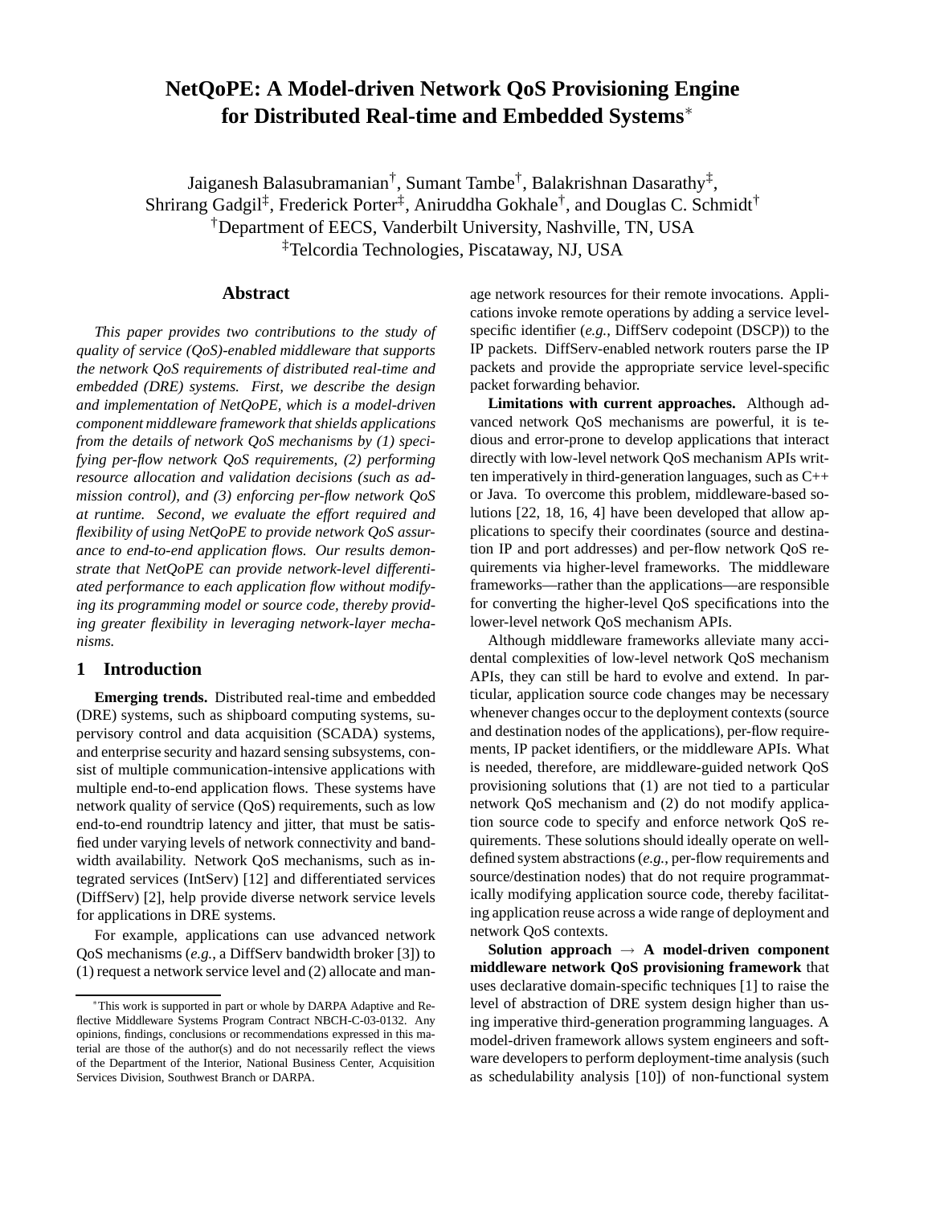# NetQoPE: A Model-driven Network QoS Provisioning Engine for Distributed Real-time and Embedded Systems*

Jaiganesh Balasubramanian†, Sumant Tambe†, Balakrishnan Dasarathy‡, Shrirang Gadgil‡, Frederick Porter‡, Aniruddha Gokhale†, and Douglas C. Schmidt†

†Department of EECS, Vanderbilt University, Nashville, TN, USA

‡Telcordia Technologies, Piscataway, NJ, USA

## Abstract

*This paper provides two contributions to the study of quality of service (QoS)-enabled middleware that supports the network QoS requirements of distributed real-time and embedded (DRE) systems. First, we describe the design and implementation of NetQoPE, which is a model-driven component middleware framework that shields applications from the details of network QoS mechanisms by (1) specifying per-flow network QoS requirements, (2) performing resource allocation and validation decisions (such as admission control), and (3) enforcing per-flow network QoS at runtime. Second, we evaluate the effort required and flexibility of using NetQoPE to provide network QoS assurance to end-to-end application flows. Our results demonstrate that NetQoPE can provide network-level differentiated performance to each application flow without modifying its programming model or source code, thereby providing greater flexibility in leveraging network-layer mechanisms.*

## 1 Introduction

**Emerging trends.** Distributed real-time and embedded (DRE) systems, such as shipboard computing systems, supervisory control and data acquisition (SCADA) systems, and enterprise security and hazard sensing subsystems, consist of multiple communication-intensive applications with multiple end-to-end application flows. These systems have network quality of service (QoS) requirements, such as low end-to-end roundtrip latency and jitter, that must be satisfied under varying levels of network connectivity and bandwidth availability. Network QoS mechanisms, such as integrated services (IntServ) [12] and differentiated services (DiffServ) [2], help provide diverse network service levels for applications in DRE systems.

For example, applications can use advanced network QoS mechanisms (*e.g.*, a DiffServ bandwidth broker [3]) to (1) request a network service level and (2) allocate and manage network resources for their remote invocations. Applications invoke remote operations by adding a service level-specific identifier (*e.g.*, DiffServ codepoint (DSCP)) to the IP packets. DiffServ-enabled network routers parse the IP packets and provide the appropriate service level-specific packet forwarding behavior.

**Limitations with current approaches.** Although advanced network QoS mechanisms are powerful, it is tedious and error-prone to develop applications that interact directly with low-level network QoS mechanism APIs written imperatively in third-generation languages, such as C++ or Java. To overcome this problem, middleware-based solutions [22, 18, 16, 4] have been developed that allow applications to specify their coordinates (source and destination IP and port addresses) and per-flow network QoS requirements via higher-level frameworks. The middleware frameworks—rather than the applications—are responsible for converting the higher-level QoS specifications into the lower-level network QoS mechanism APIs.

Although middleware frameworks alleviate many accidental complexities of low-level network QoS mechanism APIs, they can still be hard to evolve and extend. In particular, application source code changes may be necessary whenever changes occur to the deployment contexts (source and destination nodes of the applications), per-flow requirements, IP packet identifiers, or the middleware APIs. What is needed, therefore, are middleware-guided network QoS provisioning solutions that (1) are not tied to a particular network QoS mechanism and (2) do not modify application source code to specify and enforce network QoS requirements. These solutions should ideally operate on well-defined system abstractions (*e.g.*, per-flow requirements and source/destination nodes) that do not require programmatically modifying application source code, thereby facilitating application reuse across a wide range of deployment and network QoS contexts.

**Solution approach → A model-driven component middleware network QoS provisioning framework** that uses declarative domain-specific techniques [1] to raise the level of abstraction of DRE system design higher than using imperative third-generation programming languages. A model-driven framework allows system engineers and software developers to perform deployment-time analysis (such as schedulability analysis [10]) of non-functional system

*This work is supported in part or whole by DARPA Adaptive and Reflective Middleware Systems Program Contract NBCH-C-03-0132. Any opinions, findings, conclusions or recommendations expressed in this material are those of the author(s) and do not necessarily reflect the views of the Department of the Interior, National Business Center, Acquisition Services Division, Southwest Branch or DARPA.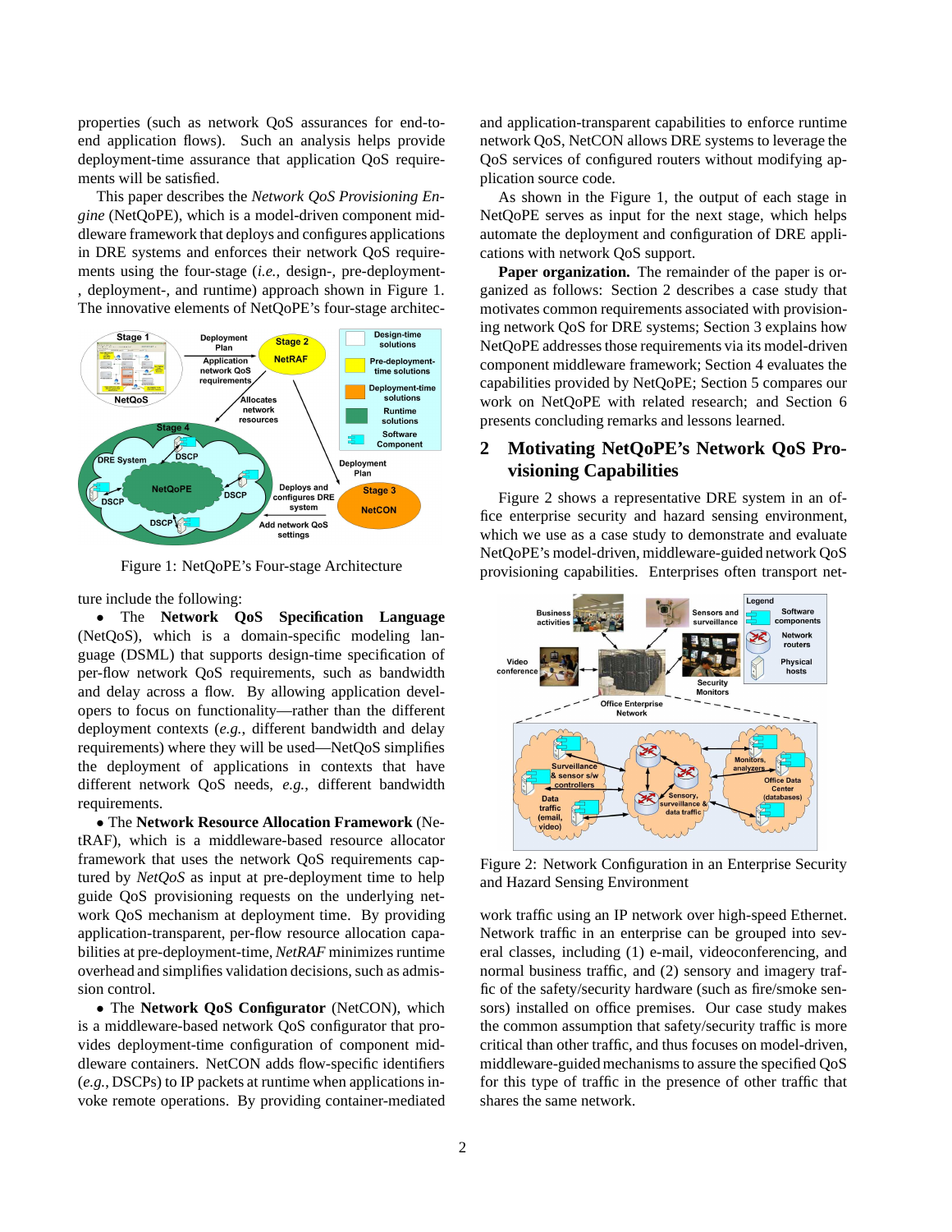properties (such as network QoS assurances for end-to-end application flows). Such an analysis helps provide deployment-time assurance that application QoS requirements will be satisfied.

This paper describes the *Network QoS Provisioning Engine* (NetQoPE), which is a model-driven component middleware framework that deploys and configures applications in DRE systems and enforces their network QoS requirements using the four-stage (*i.e.*, design-, pre-deployment-, deployment-, and runtime) approach shown in Figure 1. The innovative elements of NetQoPE's four-stage architecture include the following:

Figure 1: NetQoPE's Four-stage Architecture

- The **Network QoS Specification Language** (NetQoS), which is a domain-specific modeling language (DSML) that supports design-time specification of per-flow network QoS requirements, such as bandwidth and delay across a flow. By allowing application developers to focus on functionality—rather than the different deployment contexts (*e.g.*, different bandwidth and delay requirements) where they will be used—NetQoS simplifies the deployment of applications in contexts that have different network QoS needs, *e.g.*, different bandwidth requirements.
- The **Network Resource Allocation Framework** (NetRAF), which is a middleware-based resource allocator framework that uses the network QoS requirements captured by *NetQoS* as input at pre-deployment time to help guide QoS provisioning requests on the underlying network QoS mechanism at deployment time. By providing application-transparent, per-flow resource allocation capabilities at pre-deployment-time, *NetRAF* minimizes runtime overhead and simplifies validation decisions, such as admission control.
- The **Network QoS Configurator** (NetCON), which is a middleware-based network QoS configurator that provides deployment-time configuration of component middleware containers. NetCON adds flow-specific identifiers (*e.g.*, DSCPs) to IP packets at runtime when applications invoke remote operations. By providing container-mediated and application-transparent capabilities to enforce runtime network QoS, NetCON allows DRE systems to leverage the QoS services of configured routers without modifying application source code.

As shown in the Figure 1, the output of each stage in NetQoPE serves as input for the next stage, which helps automate the deployment and configuration of DRE applications with network QoS support.

**Paper organization.** The remainder of the paper is organized as follows: Section 2 describes a case study that motivates common requirements associated with provisioning network QoS for DRE systems; Section 3 explains how NetQoPE addresses those requirements via its model-driven component middleware framework; Section 4 evaluates the capabilities provided by NetQoPE; Section 5 compares our work on NetQoPE with related research; and Section 6 presents concluding remarks and lessons learned.

## 2 Motivating NetQoPE's Network QoS Provisioning Capabilities

Figure 2 shows a representative DRE system in an office enterprise security and hazard sensing environment, which we use as a case study to demonstrate and evaluate NetQoPE's model-driven, middleware-guided network QoS provisioning capabilities. Enterprises often transport network traffic using an IP network over high-speed Ethernet. Network traffic in an enterprise can be grouped into several classes, including (1) e-mail, videoconferencing, and normal business traffic, and (2) sensory and imagery traffic of the safety/security hardware (such as fire/smoke sensors) installed on office premises. Our case study makes the common assumption that safety/security traffic is more critical than other traffic, and thus focuses on model-driven, middleware-guided mechanisms to assure the specified QoS for this type of traffic in the presence of other traffic that shares the same network.

Figure 2: Network Configuration in an Enterprise Security and Hazard Sensing Environment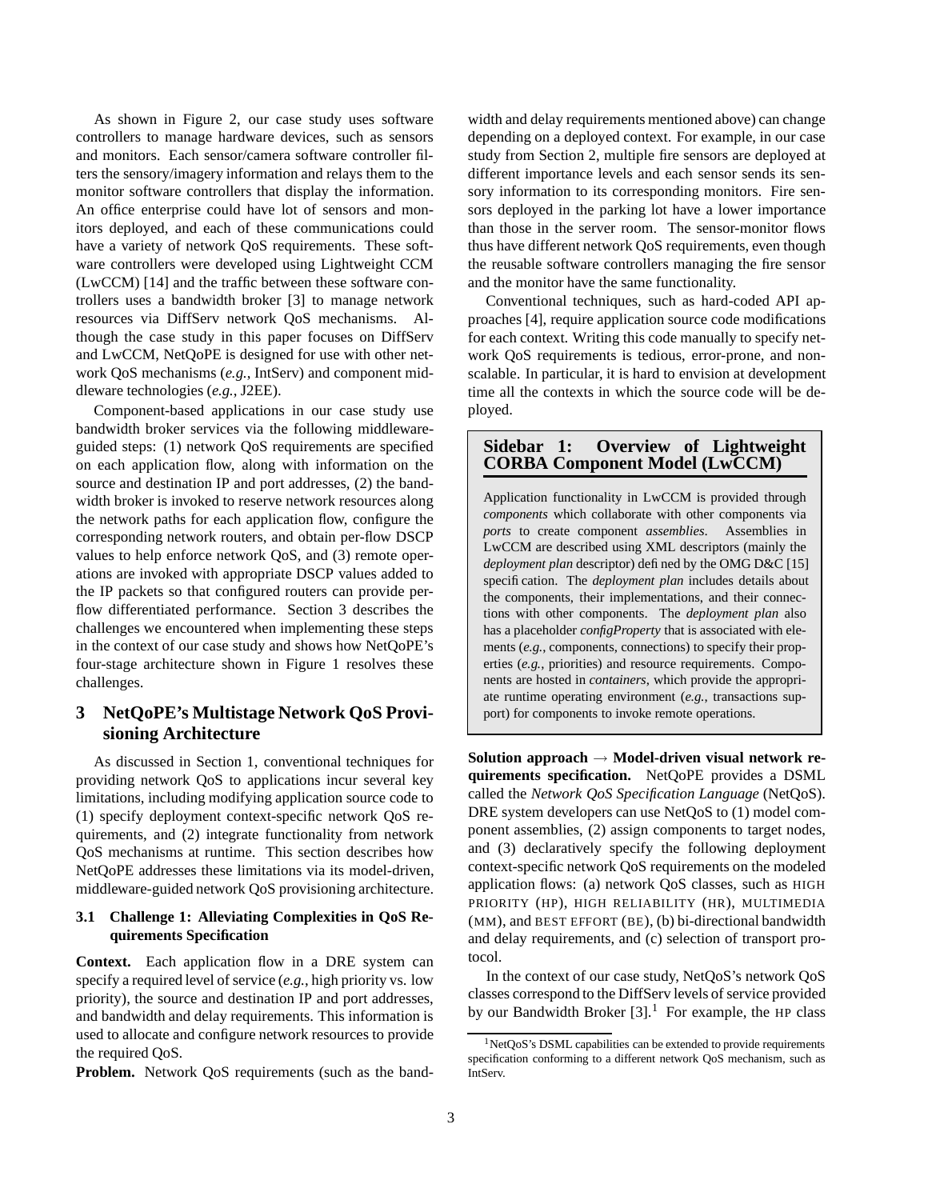As shown in Figure 2, our case study uses software controllers to manage hardware devices, such as sensors and monitors. Each sensor/camera software controller filters the sensory/imagery information and relays them to the monitor software controllers that display the information. An office enterprise could have lot of sensors and monitors deployed, and each of these communications could have a variety of network QoS requirements. These software controllers were developed using Lightweight CCM (LwCCM) [14] and the traffic between these software controllers uses a bandwidth broker [3] to manage network resources via DiffServ network QoS mechanisms. Although the case study in this paper focuses on DiffServ and LwCCM, NetQoPE is designed for use with other network QoS mechanisms (*e.g.*, IntServ) and component middleware technologies (*e.g.*, J2EE).

Component-based applications in our case study use bandwidth broker services via the following middleware-guided steps: (1) network QoS requirements are specified on each application flow, along with information on the source and destination IP and port addresses, (2) the bandwidth broker is invoked to reserve network resources along the network paths for each application flow, configure the corresponding network routers, and obtain per-flow DSCP values to help enforce network QoS, and (3) remote operations are invoked with appropriate DSCP values added to the IP packets so that configured routers can provide per-flow differentiated performance. Section 3 describes the challenges we encountered when implementing these steps in the context of our case study and shows how NetQoPE's four-stage architecture shown in Figure 1 resolves these challenges.

## 3 NetQoPE's Multistage Network QoS Provisioning Architecture

As discussed in Section 1, conventional techniques for providing network QoS to applications incur several key limitations, including modifying application source code to (1) specify deployment context-specific network QoS requirements, and (2) integrate functionality from network QoS mechanisms at runtime. This section describes how NetQoPE addresses these limitations via its model-driven, middleware-guided network QoS provisioning architecture.

### 3.1 Challenge 1: Alleviating Complexities in QoS Requirements Specification

**Context.** Each application flow in a DRE system can specify a required level of service (*e.g.*, high priority vs. low priority), the source and destination IP and port addresses, and bandwidth and delay requirements. This information is used to allocate and configure network resources to provide the required QoS.

**Problem.** Network QoS requirements (such as the bandwidth and delay requirements mentioned above) can change depending on a deployed context. For example, in our case study from Section 2, multiple fire sensors are deployed at different importance levels and each sensor sends its sensory information to its corresponding monitors. Fire sensors deployed in the parking lot have a lower importance than those in the server room. The sensor-monitor flows thus have different network QoS requirements, even though the reusable software controllers managing the fire sensor and the monitor have the same functionality.

Conventional techniques, such as hard-coded API approaches [4], require application source code modifications for each context. Writing this code manually to specify network QoS requirements is tedious, error-prone, and non-scalable. In particular, it is hard to envision at development time all the contexts in which the source code will be deployed.

> **Sidebar 1: Overview of Lightweight CORBA Component Model (LwCCM)**
>
> Application functionality in LwCCM is provided through *components* which collaborate with other components via *ports* to create component *assemblies*. Assemblies in LwCCM are described using XML descriptors (mainly the *deployment plan* descriptor) defined by the OMG D&C [15] specification. The *deployment plan* includes details about the components, their implementations, and their connections with other components. The *deployment plan* also has a placeholder *configProperty* that is associated with elements (*e.g.*, components, connections) to specify their properties (*e.g.*, priorities) and resource requirements. Components are hosted in *containers*, which provide the appropriate runtime operating environment (*e.g.*, transactions support) for components to invoke remote operations.

**Solution approach → Model-driven visual network requirements specification.** NetQoPE provides a DSML called the *Network QoS Specification Language* (NetQoS). DRE system developers can use NetQoS to (1) model component assemblies, (2) assign components to target nodes, and (3) declaratively specify the following deployment context-specific network QoS requirements on the modeled application flows: (a) network QoS classes, such as HIGH PRIORITY (HP), HIGH RELIABILITY (HR), MULTIMEDIA (MM), and BEST EFFORT (BE), (b) bi-directional bandwidth and delay requirements, and (c) selection of transport protocol.

In the context of our case study, NetQoS's network QoS classes correspond to the DiffServ levels of service provided by our Bandwidth Broker [3].[1] For example, the HP class

[1] NetQoS's DSML capabilities can be extended to provide requirements specification conforming to a different network QoS mechanism, such as IntServ.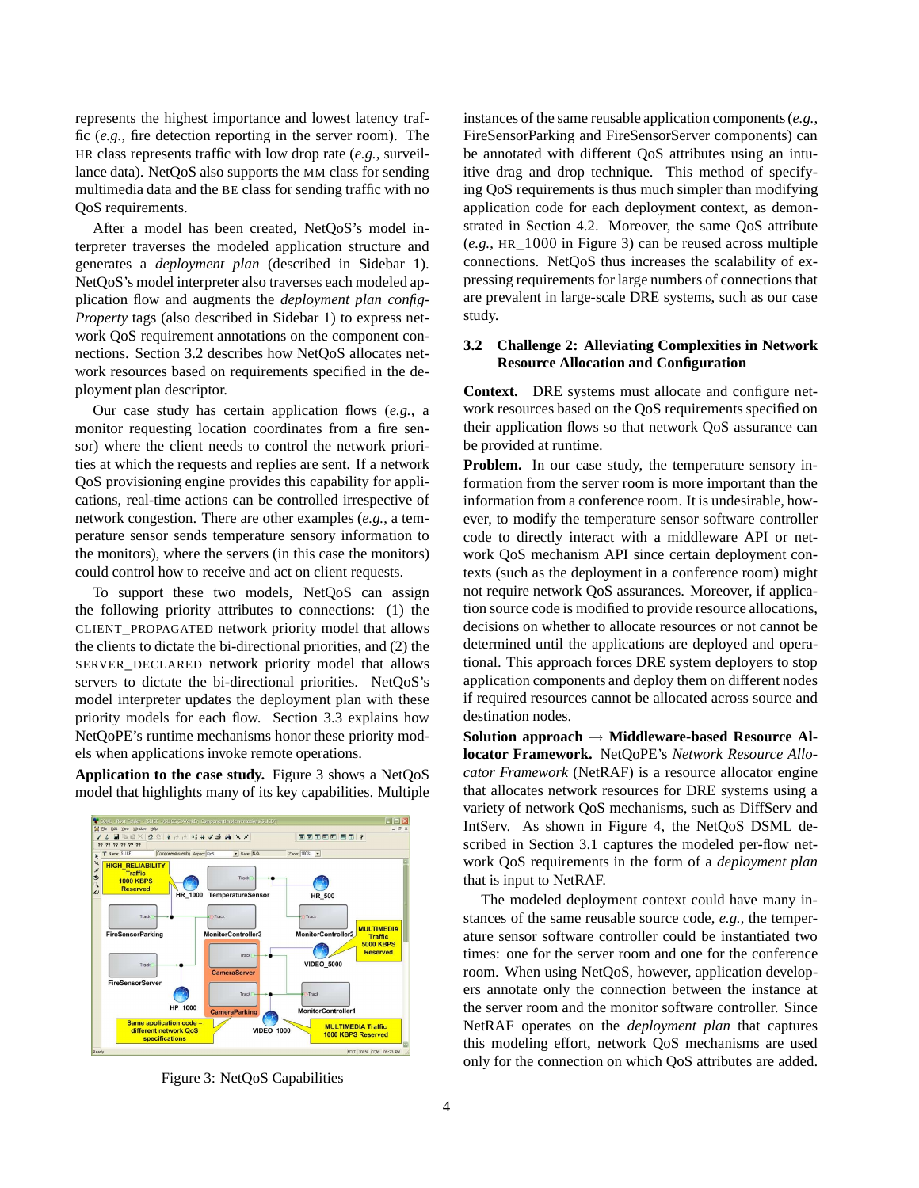represents the highest importance and lowest latency traffic (*e.g.*, fire detection reporting in the server room). The HR class represents traffic with low drop rate (*e.g.*, surveillance data). NetQoS also supports the MM class for sending multimedia data and the BE class for sending traffic with no QoS requirements.

After a model has been created, NetQoS's model interpreter traverses the modeled application structure and generates a *deployment plan* (described in Sidebar 1). NetQoS's model interpreter also traverses each modeled application flow and augments the *deployment plan configProperty* tags (also described in Sidebar 1) to express network QoS requirement annotations on the component connections. Section 3.2 describes how NetQoS allocates network resources based on requirements specified in the deployment plan descriptor.

Our case study has certain application flows (*e.g.*, a monitor requesting location coordinates from a fire sensor) where the client needs to control the network priorities at which the requests and replies are sent. If a network QoS provisioning engine provides this capability for applications, real-time actions can be controlled irrespective of network congestion. There are other examples (*e.g.*, a temperature sensor sends temperature sensory information to the monitors), where the servers (in this case the monitors) could control how to receive and act on client requests.

To support these two models, NetQoS can assign the following priority attributes to connections: (1) the CLIENT_PROPAGATED network priority model that allows the clients to dictate the bi-directional priorities, and (2) the SERVER_DECLARED network priority model that allows servers to dictate the bi-directional priorities. NetQoS's model interpreter updates the deployment plan with these priority models for each flow. Section 3.3 explains how NetQoPE's runtime mechanisms honor these priority models when applications invoke remote operations.

**Application to the case study.** Figure 3 shows a NetQoS model that highlights many of its key capabilities. Multiple instances of the same reusable application components (*e.g.*, FireSensorParking and FireSensorServer components) can be annotated with different QoS attributes using an intuitive drag and drop technique. This method of specifying QoS requirements is thus much simpler than modifying application code for each deployment context, as demonstrated in Section 4.2. Moreover, the same QoS attribute (*e.g.*, HR_1000 in Figure 3) can be reused across multiple connections. NetQoS thus increases the scalability of expressing requirements for large numbers of connections that are prevalent in large-scale DRE systems, such as our case study.

Figure 3: NetQoS Capabilities

### 3.2 Challenge 2: Alleviating Complexities in Network Resource Allocation and Configuration

**Context.** DRE systems must allocate and configure network resources based on the QoS requirements specified on their application flows so that network QoS assurance can be provided at runtime.

**Problem.** In our case study, the temperature sensory information from the server room is more important than the information from a conference room. It is undesirable, however, to modify the temperature sensor software controller code to directly interact with a middleware API or network QoS mechanism API since certain deployment contexts (such as the deployment in a conference room) might not require network QoS assurances. Moreover, if application source code is modified to provide resource allocations, decisions on whether to allocate resources or not cannot be determined until the applications are deployed and operational. This approach forces DRE system deployers to stop application components and deploy them on different nodes if required resources cannot be allocated across source and destination nodes.

**Solution approach → Middleware-based Resource Allocator Framework.** NetQoPE's *Network Resource Allocator Framework* (NetRAF) is a resource allocator engine that allocates network resources for DRE systems using a variety of network QoS mechanisms, such as DiffServ and IntServ. As shown in Figure 4, the NetQoS DSML described in Section 3.1 captures the modeled per-flow network QoS requirements in the form of a *deployment plan* that is input to NetRAF.

The modeled deployment context could have many instances of the same reusable source code, *e.g.*, the temperature sensor software controller could be instantiated two times: one for the server room and one for the conference room. When using NetQoS, however, application developers annotate only the connection between the instance at the server room and the monitor software controller. Since NetRAF operates on the *deployment plan* that captures this modeling effort, network QoS mechanisms are used only for the connection on which QoS attributes are added.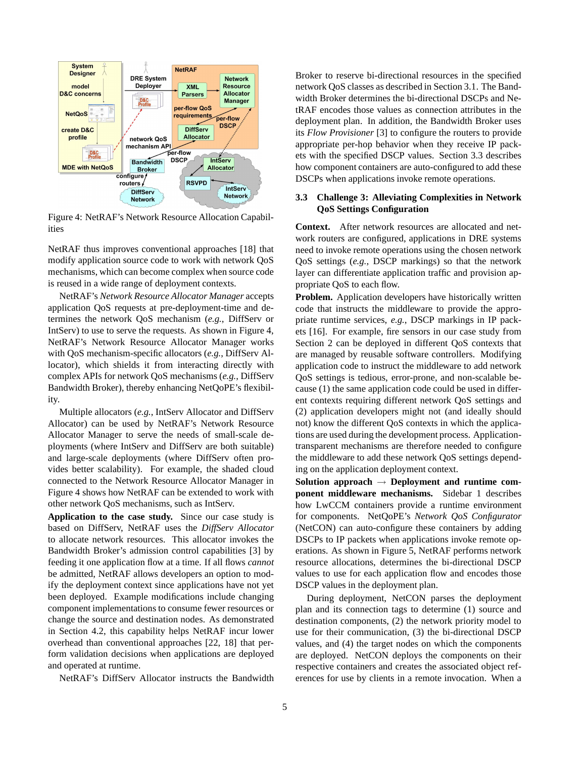Figure 4: NetRAF's Network Resource Allocation Capabilities

NetRAF thus improves conventional approaches [18] that modify application source code to work with network QoS mechanisms, which can become complex when source code is reused in a wide range of deployment contexts.

NetRAF's *Network Resource Allocator Manager* accepts application QoS requests at pre-deployment-time and determines the network QoS mechanism (*e.g.*, DiffServ or IntServ) to use to serve the requests. As shown in Figure 4, NetRAF's Network Resource Allocator Manager works with QoS mechanism-specific allocators (*e.g.*, DiffServ Allocator), which shields it from interacting directly with complex APIs for network QoS mechanisms (*e.g.*, DiffServ Bandwidth Broker), thereby enhancing NetQoPE's flexibility.

Multiple allocators (*e.g.*, IntServ Allocator and DiffServ Allocator) can be used by NetRAF's Network Resource Allocator Manager to serve the needs of small-scale deployments (where IntServ and DiffServ are both suitable) and large-scale deployments (where DiffServ often provides better scalability). For example, the shaded cloud connected to the Network Resource Allocator Manager in Figure 4 shows how NetRAF can be extended to work with other network QoS mechanisms, such as IntServ.

**Application to the case study.** Since our case study is based on DiffServ, NetRAF uses the *DiffServ Allocator* to allocate network resources. This allocator invokes the Bandwidth Broker's admission control capabilities [3] by feeding it one application flow at a time. If all flows *cannot* be admitted, NetRAF allows developers an option to modify the deployment context since applications have not yet been deployed. Example modifications include changing component implementations to consume fewer resources or change the source and destination nodes. As demonstrated in Section 4.2, this capability helps NetRAF incur lower overhead than conventional approaches [22, 18] that perform validation decisions when applications are deployed and operated at runtime.

NetRAF's DiffServ Allocator instructs the Bandwidth Broker to reserve bi-directional resources in the specified network QoS classes as described in Section 3.1. The Bandwidth Broker determines the bi-directional DSCPs and NetRAF encodes those values as connection attributes in the deployment plan. In addition, the Bandwidth Broker uses its *Flow Provisioner* [3] to configure the routers to provide appropriate per-hop behavior when they receive IP packets with the specified DSCP values. Section 3.3 describes how component containers are auto-configured to add these DSCPs when applications invoke remote operations.

### 3.3 Challenge 3: Alleviating Complexities in Network QoS Settings Configuration

**Context.** After network resources are allocated and network routers are configured, applications in DRE systems need to invoke remote operations using the chosen network QoS settings (*e.g.*, DSCP markings) so that the network layer can differentiate application traffic and provision appropriate QoS to each flow.

**Problem.** Application developers have historically written code that instructs the middleware to provide the appropriate runtime services, *e.g.*, DSCP markings in IP packets [16]. For example, fire sensors in our case study from Section 2 can be deployed in different QoS contexts that are managed by reusable software controllers. Modifying application code to instruct the middleware to add network QoS settings is tedious, error-prone, and non-scalable because (1) the same application code could be used in different contexts requiring different network QoS settings and (2) application developers might not (and ideally should not) know the different QoS contexts in which the applications are used during the development process. Application-transparent mechanisms are therefore needed to configure the middleware to add these network QoS settings depending on the application deployment context.

**Solution approach → Deployment and runtime component middleware mechanisms.** Sidebar 1 describes how LwCCM containers provide a runtime environment for components. NetQoPE's *Network QoS Configurator* (NetCON) can auto-configure these containers by adding DSCPs to IP packets when applications invoke remote operations. As shown in Figure 5, NetRAF performs network resource allocations, determines the bi-directional DSCP values to use for each application flow and encodes those DSCP values in the deployment plan.

During deployment, NetCON parses the deployment plan and its connection tags to determine (1) source and destination components, (2) the network priority model to use for their communication, (3) the bi-directional DSCP values, and (4) the target nodes on which the components are deployed. NetCON deploys the components on their respective containers and creates the associated object references for use by clients in a remote invocation. When a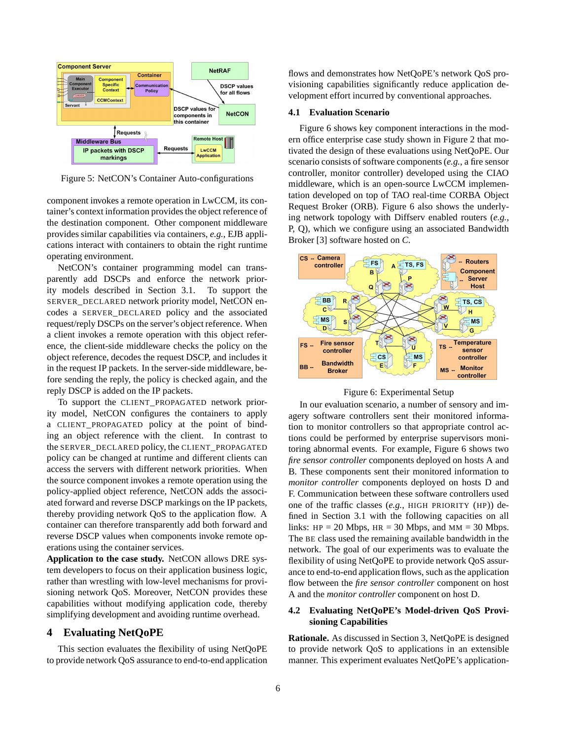Figure 5: NetCON's Container Auto-configurations

component invokes a remote operation in LwCCM, its container's context information provides the object reference of the destination component. Other component middleware provides similar capabilities via containers, *e.g.*, EJB applications interact with containers to obtain the right runtime operating environment.

NetCON's container programming model can transparently add DSCPs and enforce the network priority models described in Section 3.1. To support the SERVER_DECLARED network priority model, NetCON encodes a SERVER_DECLARED policy and the associated request/reply DSCPs on the server's object reference. When a client invokes a remote operation with this object reference, the client-side middleware checks the policy on the object reference, decodes the request DSCP, and includes it in the request IP packets. In the server-side middleware, before sending the reply, the policy is checked again, and the reply DSCP is added on the IP packets.

To support the CLIENT_PROPAGATED network priority model, NetCON configures the containers to apply a CLIENT_PROPAGATED policy at the point of binding an object reference with the client. In contrast to the SERVER_DECLARED policy, the CLIENT_PROPAGATED policy can be changed at runtime and different clients can access the servers with different network priorities. When the source component invokes a remote operation using the policy-applied object reference, NetCON adds the associated forward and reverse DSCP markings on the IP packets, thereby providing network QoS to the application flow. A container can therefore transparently add both forward and reverse DSCP values when components invoke remote operations using the container services.

**Application to the case study.** NetCON allows DRE system developers to focus on their application business logic, rather than wrestling with low-level mechanisms for provisioning network QoS. Moreover, NetCON provides these capabilities without modifying application code, thereby simplifying development and avoiding runtime overhead.

# 4 Evaluating NetQoPE

This section evaluates the flexibility of using NetQoPE to provide network QoS assurance to end-to-end application flows and demonstrates how NetQoPE's network QoS provisioning capabilities significantly reduce application development effort incurred by conventional approaches.

## 4.1 Evaluation Scenario

Figure 6 shows key component interactions in the modern office enterprise case study shown in Figure 2 that motivated the design of these evaluations using NetQoPE. Our scenario consists of software components (*e.g.*, a fire sensor controller, monitor controller) developed using the CIAO middleware, which is an open-source LwCCM implementation developed on top of TAO real-time CORBA Object Request Broker (ORB). Figure 6 also shows the underlying network topology with Diffserv enabled routers (*e.g.*, P, Q), which we configure using an associated Bandwidth Broker [3] software hosted on *C*.

Figure 6: Experimental Setup

In our evaluation scenario, a number of sensory and imagery software controllers sent their monitored information to monitor controllers so that appropriate control actions could be performed by enterprise supervisors monitoring abnormal events. For example, Figure 6 shows two *fire sensor controller* components deployed on hosts A and B. These components sent their monitored information to *monitor controller* components deployed on hosts D and F. Communication between these software controllers used one of the traffic classes (*e.g.*, HIGH PRIORITY (HP)) defined in Section 3.1 with the following capacities on all links: HP = 20 Mbps, HR = 30 Mbps, and MM = 30 Mbps. The BE class used the remaining available bandwidth in the network. The goal of our experiments was to evaluate the flexibility of using NetQoPE to provide network QoS assurance to end-to-end application flows, such as the application flow between the *fire sensor controller* component on host A and the *monitor controller* component on host D.

## 4.2 Evaluating NetQoPE's Model-driven QoS Provisioning Capabilities

**Rationale.** As discussed in Section 3, NetQoPE is designed to provide network QoS to applications in an extensible manner. This experiment evaluates NetQoPE's application-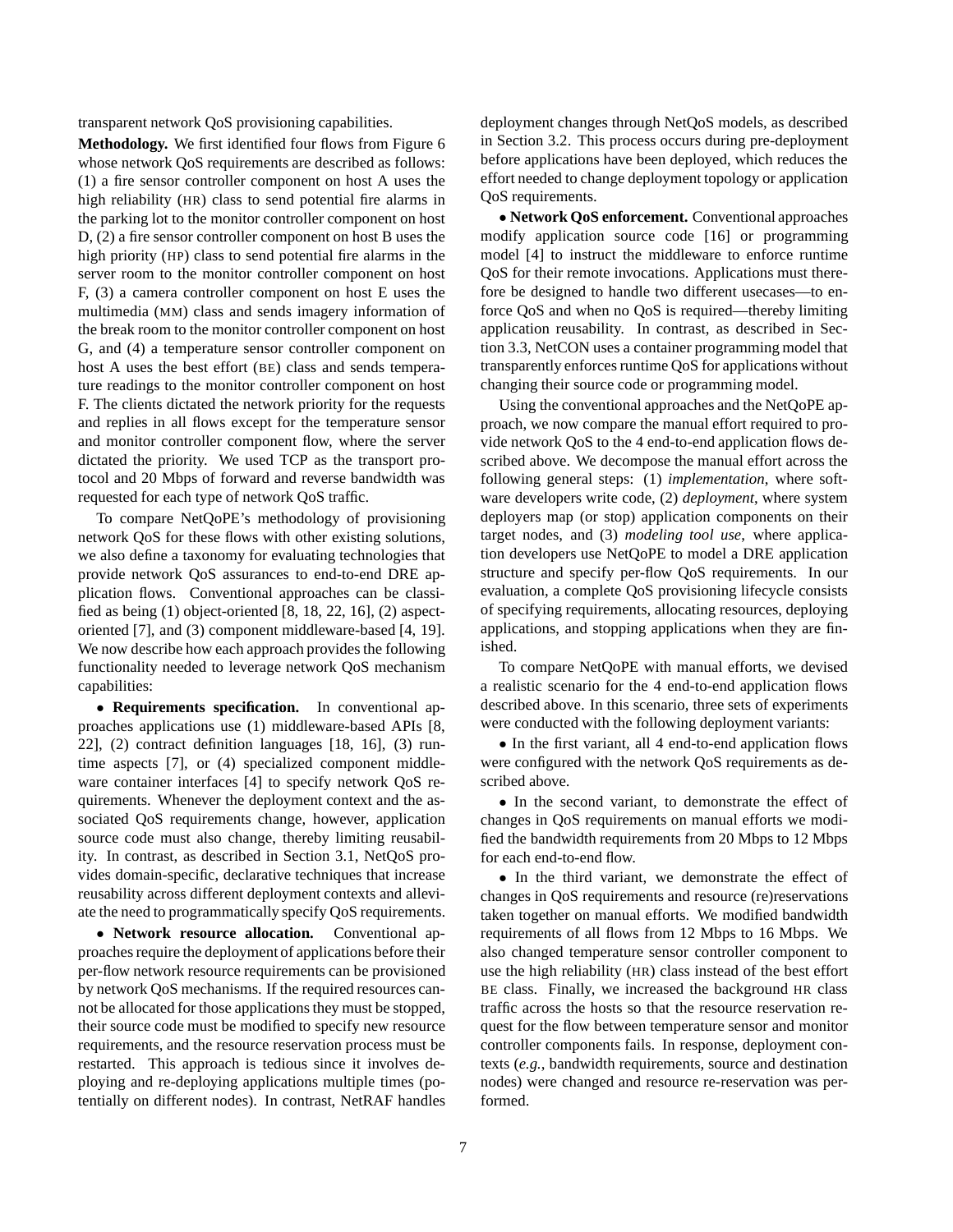transparent network QoS provisioning capabilities.

**Methodology.** We first identified four flows from Figure 6 whose network QoS requirements are described as follows: (1) a fire sensor controller component on host A uses the high reliability (HR) class to send potential fire alarms in the parking lot to the monitor controller component on host D, (2) a fire sensor controller component on host B uses the high priority (HP) class to send potential fire alarms in the server room to the monitor controller component on host F, (3) a camera controller component on host E uses the multimedia (MM) class and sends imagery information of the break room to the monitor controller component on host G, and (4) a temperature sensor controller component on host A uses the best effort (BE) class and sends temperature readings to the monitor controller component on host F. The clients dictated the network priority for the requests and replies in all flows except for the temperature sensor and monitor controller component flow, where the server dictated the priority. We used TCP as the transport protocol and 20 Mbps of forward and reverse bandwidth was requested for each type of network QoS traffic.

To compare NetQoPE's methodology of provisioning network QoS for these flows with other existing solutions, we also define a taxonomy for evaluating technologies that provide network QoS assurances to end-to-end DRE application flows. Conventional approaches can be classified as being (1) object-oriented [8, 18, 22, 16], (2) aspect-oriented [7], and (3) component middleware-based [4, 19]. We now describe how each approach provides the following functionality needed to leverage network QoS mechanism capabilities:

- **Requirements specification.** In conventional approaches applications use (1) middleware-based APIs [8, 22], (2) contract definition languages [18, 16], (3) runtime aspects [7], or (4) specialized component middleware container interfaces [4] to specify network QoS requirements. Whenever the deployment context and the associated QoS requirements change, however, application source code must also change, thereby limiting reusability. In contrast, as described in Section 3.1, NetQoS provides domain-specific, declarative techniques that increase reusability across different deployment contexts and alleviate the need to programmatically specify QoS requirements.

- **Network resource allocation.** Conventional approaches require the deployment of applications before their per-flow network resource requirements can be provisioned by network QoS mechanisms. If the required resources cannot be allocated for those applications they must be stopped, their source code must be modified to specify new resource requirements, and the resource reservation process must be restarted. This approach is tedious since it involves deploying and re-deploying applications multiple times (potentially on different nodes). In contrast, NetRAF handles deployment changes through NetQoS models, as described in Section 3.2. This process occurs during pre-deployment before applications have been deployed, which reduces the effort needed to change deployment topology or application QoS requirements.

- **Network QoS enforcement.** Conventional approaches modify application source code [16] or programming model [4] to instruct the middleware to enforce runtime QoS for their remote invocations. Applications must therefore be designed to handle two different usecases—to enforce QoS and when no QoS is required—thereby limiting application reusability. In contrast, as described in Section 3.3, NetCON uses a container programming model that transparently enforces runtime QoS for applications without changing their source code or programming model.

Using the conventional approaches and the NetQoPE approach, we now compare the manual effort required to provide network QoS to the 4 end-to-end application flows described above. We decompose the manual effort across the following general steps: (1) *implementation*, where software developers write code, (2) *deployment*, where system deployers map (or stop) application components on their target nodes, and (3) *modeling tool use*, where application developers use NetQoPE to model a DRE application structure and specify per-flow QoS requirements. In our evaluation, a complete QoS provisioning lifecycle consists of specifying requirements, allocating resources, deploying applications, and stopping applications when they are finished.

To compare NetQoPE with manual efforts, we devised a realistic scenario for the 4 end-to-end application flows described above. In this scenario, three sets of experiments were conducted with the following deployment variants:

- In the first variant, all 4 end-to-end application flows were configured with the network QoS requirements as described above.

- In the second variant, to demonstrate the effect of changes in QoS requirements on manual efforts we modified the bandwidth requirements from 20 Mbps to 12 Mbps for each end-to-end flow.

- In the third variant, we demonstrate the effect of changes in QoS requirements and resource (re)reservations taken together on manual efforts. We modified bandwidth requirements of all flows from 12 Mbps to 16 Mbps. We also changed temperature sensor controller component to use the high reliability (HR) class instead of the best effort BE class. Finally, we increased the background HR class traffic across the hosts so that the resource reservation request for the flow between temperature sensor and monitor controller components fails. In response, deployment contexts (*e.g.*, bandwidth requirements, source and destination nodes) were changed and resource re-reservation was performed.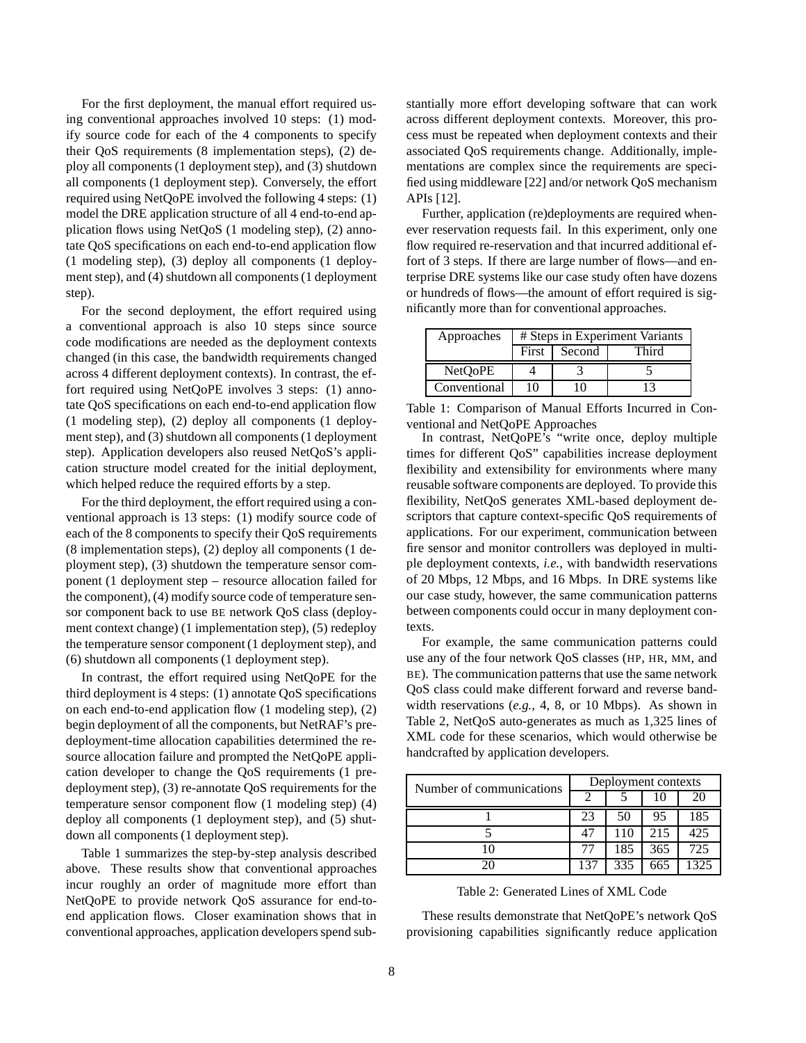For the first deployment, the manual effort required using conventional approaches involved 10 steps: (1) modify source code for each of the 4 components to specify their QoS requirements (8 implementation steps), (2) deploy all components (1 deployment step), and (3) shutdown all components (1 deployment step). Conversely, the effort required using NetQoPE involved the following 4 steps: (1) model the DRE application structure of all 4 end-to-end application flows using NetQoS (1 modeling step), (2) annotate QoS specifications on each end-to-end application flow (1 modeling step), (3) deploy all components (1 deployment step), and (4) shutdown all components (1 deployment step).

For the second deployment, the effort required using a conventional approach is also 10 steps since source code modifications are needed as the deployment contexts changed (in this case, the bandwidth requirements changed across 4 different deployment contexts). In contrast, the effort required using NetQoPE involves 3 steps: (1) annotate QoS specifications on each end-to-end application flow (1 modeling step), (2) deploy all components (1 deployment step), and (3) shutdown all components (1 deployment step). Application developers also reused NetQoS's application structure model created for the initial deployment, which helped reduce the required efforts by a step.

For the third deployment, the effort required using a conventional approach is 13 steps: (1) modify source code of each of the 8 components to specify their QoS requirements (8 implementation steps), (2) deploy all components (1 deployment step), (3) shutdown the temperature sensor component (1 deployment step – resource allocation failed for the component), (4) modify source code of temperature sensor component back to use BE network QoS class (deployment context change) (1 implementation step), (5) redeploy the temperature sensor component (1 deployment step), and (6) shutdown all components (1 deployment step).

In contrast, the effort required using NetQoPE for the third deployment is 4 steps: (1) annotate QoS specifications on each end-to-end application flow (1 modeling step), (2) begin deployment of all the components, but NetRAF's predeployment-time allocation capabilities determined the resource allocation failure and prompted the NetQoPE application developer to change the QoS requirements (1 predeployment step), (3) re-annotate QoS requirements for the temperature sensor component flow (1 modeling step) (4) deploy all components (1 deployment step), and (5) shutdown all components (1 deployment step).

Table 1 summarizes the step-by-step analysis described above. These results show that conventional approaches incur roughly an order of magnitude more effort than NetQoPE to provide network QoS assurance for end-to-end application flows. Closer examination shows that in conventional approaches, application developers spend substantially more effort developing software that can work across different deployment contexts. Moreover, this process must be repeated when deployment contexts and their associated QoS requirements change. Additionally, implementations are complex since the requirements are specified using middleware [22] and/or network QoS mechanism APIs [12].

Further, application (re)deployments are required whenever reservation requests fail. In this experiment, only one flow required re-reservation and that incurred additional effort of 3 steps. If there are large number of flows—and enterprise DRE systems like our case study often have dozens or hundreds of flows—the amount of effort required is significantly more than for conventional approaches.

| Approaches | # Steps in Experiment Variants | | |
|---|---|---|---|
| | First | Second | Third |
| NetQoPE | 4 | 3 | 5 |
| Conventional | 10 | 10 | 13 |

Table 1: Comparison of Manual Efforts Incurred in Conventional and NetQoPE Approaches

In contrast, NetQoPE's "write once, deploy multiple times for different QoS" capabilities increase deployment flexibility and extensibility for environments where many reusable software components are deployed. To provide this flexibility, NetQoS generates XML-based deployment descriptors that capture context-specific QoS requirements of applications. For our experiment, communication between fire sensor and monitor controllers was deployed in multiple deployment contexts, *i.e.*, with bandwidth reservations of 20 Mbps, 12 Mbps, and 16 Mbps. In DRE systems like our case study, however, the same communication patterns between components could occur in many deployment contexts.

For example, the same communication patterns could use any of the four network QoS classes (HP, HR, MM, and BE). The communication patterns that use the same network QoS class could make different forward and reverse bandwidth reservations (*e.g.*, 4, 8, or 10 Mbps). As shown in Table 2, NetQoS auto-generates as much as 1,325 lines of XML code for these scenarios, which would otherwise be handcrafted by application developers.

| Number of communications | Deployment contexts | | | |
|---|---|---|---|---|
| | 2 | 5 | 10 | 20 |
| 1 | 23 | 50 | 95 | 185 |
| 5 | 47 | 110 | 215 | 425 |
| 10 | 77 | 185 | 365 | 725 |
| 20 | 137 | 335 | 665 | 1325 |

Table 2: Generated Lines of XML Code

These results demonstrate that NetQoPE's network QoS provisioning capabilities significantly reduce application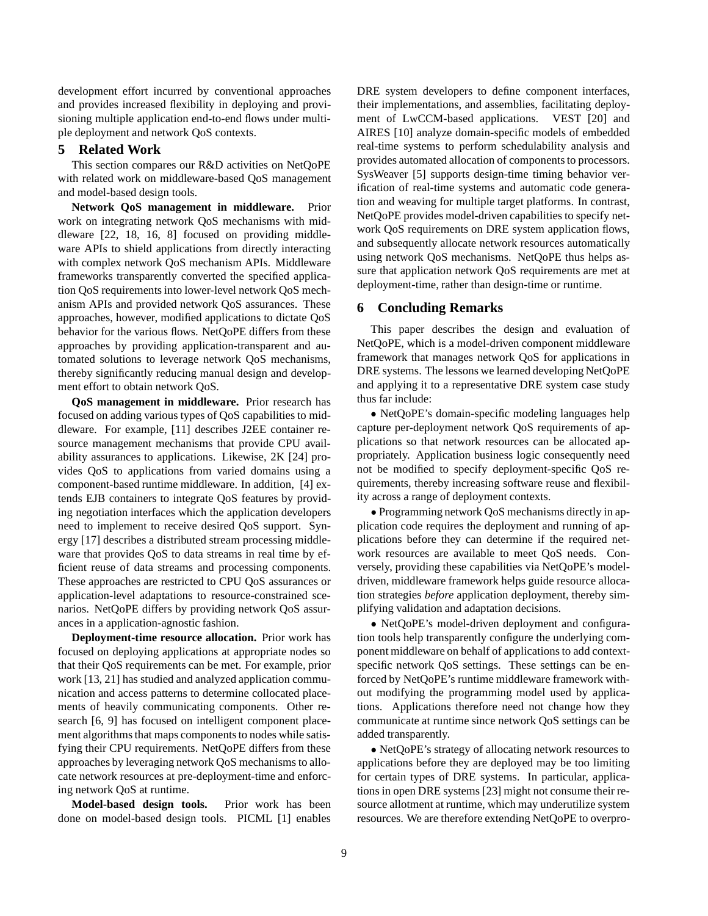development effort incurred by conventional approaches and provides increased flexibility in deploying and provisioning multiple application end-to-end flows under multiple deployment and network QoS contexts.

## 5 Related Work

This section compares our R&D activities on NetQoPE with related work on middleware-based QoS management and model-based design tools.

**Network QoS management in middleware.** Prior work on integrating network QoS mechanisms with middleware [22, 18, 16, 8] focused on providing middleware APIs to shield applications from directly interacting with complex network QoS mechanism APIs. Middleware frameworks transparently converted the specified application QoS requirements into lower-level network QoS mechanism APIs and provided network QoS assurances. These approaches, however, modified applications to dictate QoS behavior for the various flows. NetQoPE differs from these approaches by providing application-transparent and automated solutions to leverage network QoS mechanisms, thereby significantly reducing manual design and development effort to obtain network QoS.

**QoS management in middleware.** Prior research has focused on adding various types of QoS capabilities to middleware. For example, [11] describes J2EE container resource management mechanisms that provide CPU availability assurances to applications. Likewise, 2K [24] provides QoS to applications from varied domains using a component-based runtime middleware. In addition, [4] extends EJB containers to integrate QoS features by providing negotiation interfaces which the application developers need to implement to receive desired QoS support. Synergy [17] describes a distributed stream processing middleware that provides QoS to data streams in real time by efficient reuse of data streams and processing components. These approaches are restricted to CPU QoS assurances or application-level adaptations to resource-constrained scenarios. NetQoPE differs by providing network QoS assurances in a application-agnostic fashion.

**Deployment-time resource allocation.** Prior work has focused on deploying applications at appropriate nodes so that their QoS requirements can be met. For example, prior work [13, 21] has studied and analyzed application communication and access patterns to determine collocated placements of heavily communicating components. Other research [6, 9] has focused on intelligent component placement algorithms that maps components to nodes while satisfying their CPU requirements. NetQoPE differs from these approaches by leveraging network QoS mechanisms to allocate network resources at pre-deployment-time and enforcing network QoS at runtime.

**Model-based design tools.** Prior work has been done on model-based design tools. PICML [1] enables DRE system developers to define component interfaces, their implementations, and assemblies, facilitating deployment of LwCCM-based applications. VEST [20] and AIRES [10] analyze domain-specific models of embedded real-time systems to perform schedulability analysis and provides automated allocation of components to processors. SysWeaver [5] supports design-time timing behavior verification of real-time systems and automatic code generation and weaving for multiple target platforms. In contrast, NetQoPE provides model-driven capabilities to specify network QoS requirements on DRE system application flows, and subsequently allocate network resources automatically using network QoS mechanisms. NetQoPE thus helps assure that application network QoS requirements are met at deployment-time, rather than design-time or runtime.

## 6 Concluding Remarks

This paper describes the design and evaluation of NetQoPE, which is a model-driven component middleware framework that manages network QoS for applications in DRE systems. The lessons we learned developing NetQoPE and applying it to a representative DRE system case study thus far include:

- NetQoPE's domain-specific modeling languages help capture per-deployment network QoS requirements of applications so that network resources can be allocated appropriately. Application business logic consequently need not be modified to specify deployment-specific QoS requirements, thereby increasing software reuse and flexibility across a range of deployment contexts.

- Programming network QoS mechanisms directly in application code requires the deployment and running of applications before they can determine if the required network resources are available to meet QoS needs. Conversely, providing these capabilities via NetQoPE's model-driven, middleware framework helps guide resource allocation strategies *before* application deployment, thereby simplifying validation and adaptation decisions.

- NetQoPE's model-driven deployment and configuration tools help transparently configure the underlying component middleware on behalf of applications to add context-specific network QoS settings. These settings can be enforced by NetQoPE's runtime middleware framework without modifying the programming model used by applications. Applications therefore need not change how they communicate at runtime since network QoS settings can be added transparently.

- NetQoPE's strategy of allocating network resources to applications before they are deployed may be too limiting for certain types of DRE systems. In particular, applications in open DRE systems [23] might not consume their resource allotment at runtime, which may underutilize system resources. We are therefore extending NetQoPE to overpro-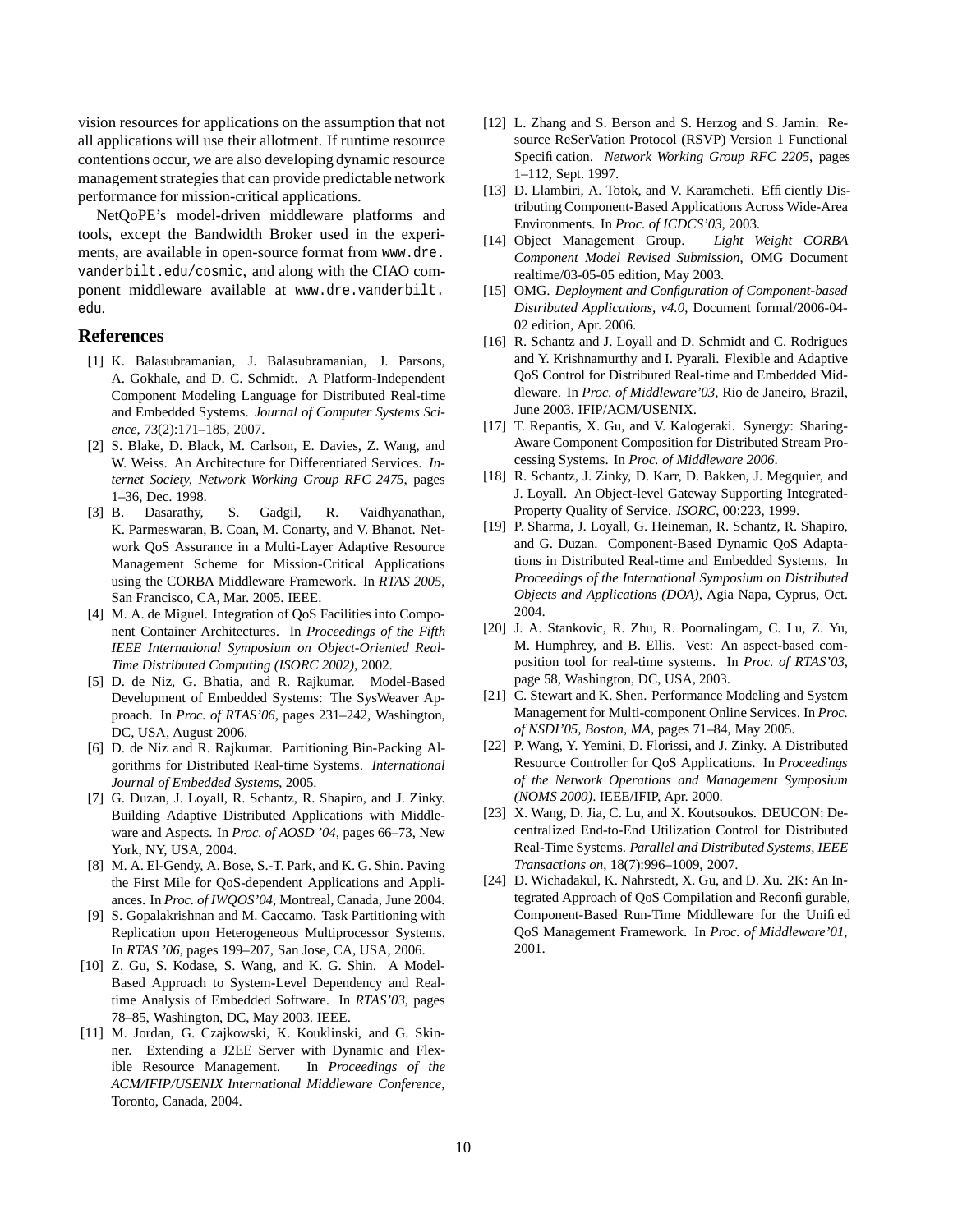vision resources for applications on the assumption that not all applications will use their allotment. If runtime resource contentions occur, we are also developing dynamic resource management strategies that can provide predictable network performance for mission-critical applications.

NetQoPE's model-driven middleware platforms and tools, except the Bandwidth Broker used in the experiments, are available in open-source format from `www.dre.vanderbilt.edu/cosmic`, and along with the CIAO component middleware available at `www.dre.vanderbilt.edu`.

## References

[1] K. Balasubramanian, J. Balasubramanian, J. Parsons, A. Gokhale, and D. C. Schmidt. A Platform-Independent Component Modeling Language for Distributed Real-time and Embedded Systems. *Journal of Computer Systems Science*, 73(2):171–185, 2007.

[2] S. Blake, D. Black, M. Carlson, E. Davies, Z. Wang, and W. Weiss. An Architecture for Differentiated Services. *Internet Society, Network Working Group RFC 2475*, pages 1–36, Dec. 1998.

[3] B. Dasarathy, S. Gadgil, R. Vaidhyanathan, K. Parmeswaran, B. Coan, M. Conarty, and V. Bhanot. Network QoS Assurance in a Multi-Layer Adaptive Resource Management Scheme for Mission-Critical Applications using the CORBA Middleware Framework. In *RTAS 2005*, San Francisco, CA, Mar. 2005. IEEE.

[4] M. A. de Miguel. Integration of QoS Facilities into Component Container Architectures. In *Proceedings of the Fifth IEEE International Symposium on Object-Oriented Real-Time Distributed Computing (ISORC 2002)*, 2002.

[5] D. de Niz, G. Bhatia, and R. Rajkumar. Model-Based Development of Embedded Systems: The SysWeaver Approach. In *Proc. of RTAS'06*, pages 231–242, Washington, DC, USA, August 2006.

[6] D. de Niz and R. Rajkumar. Partitioning Bin-Packing Algorithms for Distributed Real-time Systems. *International Journal of Embedded Systems*, 2005.

[7] G. Duzan, J. Loyall, R. Schantz, R. Shapiro, and J. Zinky. Building Adaptive Distributed Applications with Middleware and Aspects. In *Proc. of AOSD '04*, pages 66–73, New York, NY, USA, 2004.

[8] M. A. El-Gendy, A. Bose, S.-T. Park, and K. G. Shin. Paving the First Mile for QoS-dependent Applications and Appliances. In *Proc. of IWQOS'04*, Montreal, Canada, June 2004.

[9] S. Gopalakrishnan and M. Caccamo. Task Partitioning with Replication upon Heterogeneous Multiprocessor Systems. In *RTAS '06*, pages 199–207, San Jose, CA, USA, 2006.

[10] Z. Gu, S. Kodase, S. Wang, and K. G. Shin. A Model-Based Approach to System-Level Dependency and Real-time Analysis of Embedded Software. In *RTAS'03*, pages 78–85, Washington, DC, May 2003. IEEE.

[11] M. Jordan, G. Czajkowski, K. Kouklinski, and G. Skinner. Extending a J2EE Server with Dynamic and Flexible Resource Management. In *Proceedings of the ACM/IFIP/USENIX International Middleware Conference*, Toronto, Canada, 2004.

[12] L. Zhang and S. Berson and S. Herzog and S. Jamin. Resource ReSerVation Protocol (RSVP) Version 1 Functional Specification. *Network Working Group RFC 2205*, pages 1–112, Sept. 1997.

[13] D. Llambiri, A. Totok, and V. Karamcheti. Efficiently Distributing Component-Based Applications Across Wide-Area Environments. In *Proc. of ICDCS'03*, 2003.

[14] Object Management Group. *Light Weight CORBA Component Model Revised Submission*, OMG Document realtime/03-05-05 edition, May 2003.

[15] OMG. *Deployment and Configuration of Component-based Distributed Applications, v4.0*, Document formal/2006-04-02 edition, Apr. 2006.

[16] R. Schantz and J. Loyall and D. Schmidt and C. Rodrigues and Y. Krishnamurthy and I. Pyarali. Flexible and Adaptive QoS Control for Distributed Real-time and Embedded Middleware. In *Proc. of Middleware'03*, Rio de Janeiro, Brazil, June 2003. IFIP/ACM/USENIX.

[17] T. Repantis, X. Gu, and V. Kalogeraki. Synergy: Sharing-Aware Component Composition for Distributed Stream Processing Systems. In *Proc. of Middleware 2006*.

[18] R. Schantz, J. Zinky, D. Karr, D. Bakken, J. Megquier, and J. Loyall. An Object-level Gateway Supporting Integrated-Property Quality of Service. *ISORC*, 00:223, 1999.

[19] P. Sharma, J. Loyall, G. Heineman, R. Schantz, R. Shapiro, and G. Duzan. Component-Based Dynamic QoS Adaptations in Distributed Real-time and Embedded Systems. In *Proceedings of the International Symposium on Distributed Objects and Applications (DOA)*, Agia Napa, Cyprus, Oct. 2004.

[20] J. A. Stankovic, R. Zhu, R. Poornalingam, C. Lu, Z. Yu, M. Humphrey, and B. Ellis. Vest: An aspect-based composition tool for real-time systems. In *Proc. of RTAS'03*, page 58, Washington, DC, USA, 2003.

[21] C. Stewart and K. Shen. Performance Modeling and System Management for Multi-component Online Services. In *Proc. of NSDI'05, Boston, MA*, pages 71–84, May 2005.

[22] P. Wang, Y. Yemini, D. Florissi, and J. Zinky. A Distributed Resource Controller for QoS Applications. In *Proceedings of the Network Operations and Management Symposium (NOMS 2000)*. IEEE/IFIP, Apr. 2000.

[23] X. Wang, D. Jia, C. Lu, and X. Koutsoukos. DEUCON: Decentralized End-to-End Utilization Control for Distributed Real-Time Systems. *Parallel and Distributed Systems, IEEE Transactions on*, 18(7):996–1009, 2007.

[24] D. Wichadakul, K. Nahrstedt, X. Gu, and D. Xu. 2K: An Integrated Approach of QoS Compilation and Reconfigurable, Component-Based Run-Time Middleware for the Unified QoS Management Framework. In *Proc. of Middleware'01*, 2001.